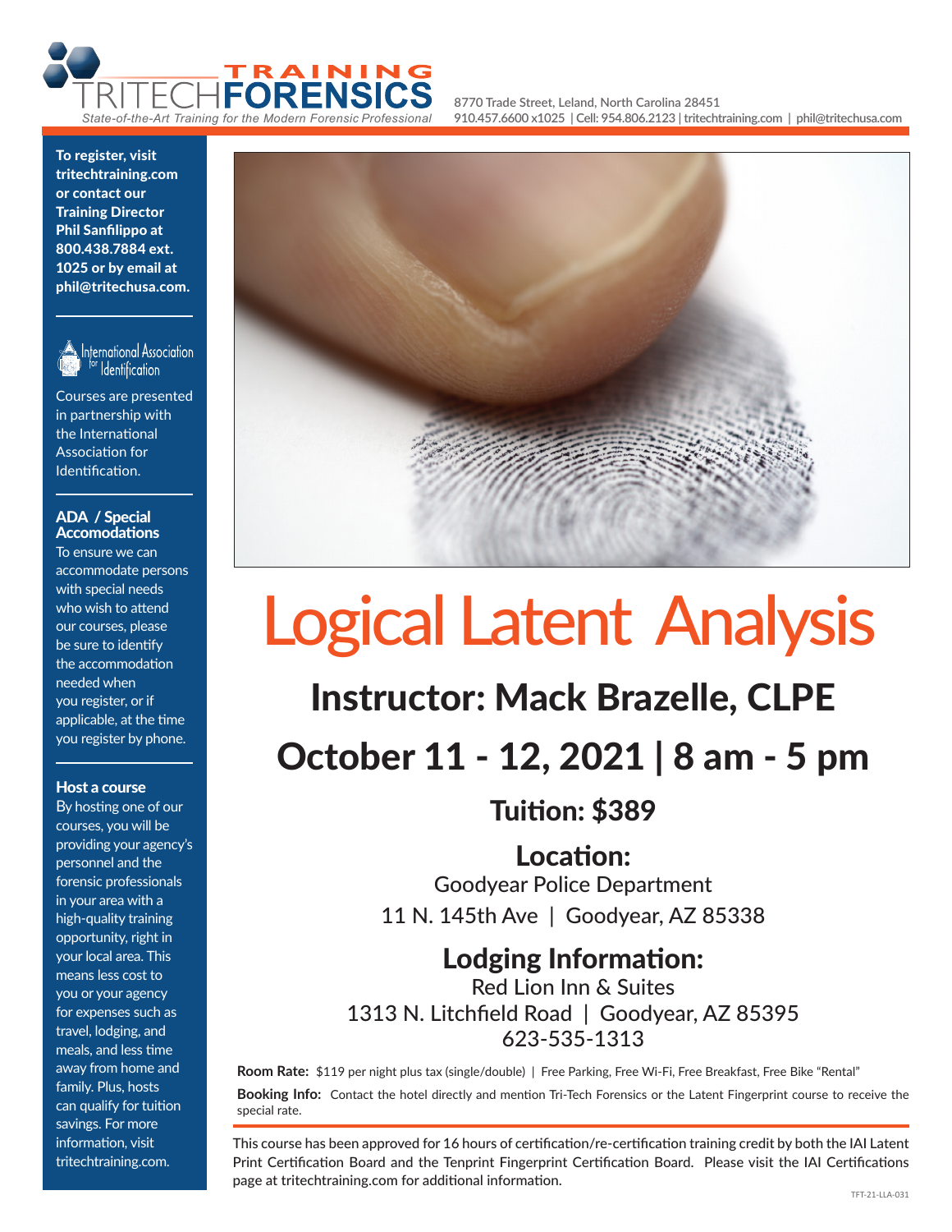**TRAINING**
**TRITECH FORENSICS**
*State-of-the-Art Training for the Modern Forensic Professional*

8770 Trade Street, Leland, North Carolina 28451
910.457.6600 x1025 | Cell: 954.806.2123 | tritechtraining.com | phil@tritechusa.com

**To register, visit tritechtraining.com or contact our Training Director Phil Sanfilippo at 800.438.7884 ext. 1025 or by email at phil@tritechusa.com.**

International Association for Identification

Courses are presented in partnership with the International Association for Identification.

### ADA / Special Accomodations

To ensure we can accommodate persons with special needs who wish to attend our courses, please be sure to identify the accommodation needed when you register, or if applicable, at the time you register by phone.

### Host a course

By hosting one of our courses, you will be providing your agency's personnel and the forensic professionals in your area with a high-quality training opportunity, right in your local area. This means less cost to you or your agency for expenses such as travel, lodging, and meals, and less time away from home and family. Plus, hosts can qualify for tuition savings. For more information, visit tritechtraining.com.

# Logical Latent Analysis

## Instructor: Mack Brazelle, CLPE

## October 11 - 12, 2021 | 8 am - 5 pm

### Tuition: $389

### Location:

Goodyear Police Department
11 N. 145th Ave | Goodyear, AZ 85338

### Lodging Information:

Red Lion Inn & Suites
1313 N. Litchfield Road | Goodyear, AZ 85395
623-535-1313

**Room Rate:** $119 per night plus tax (single/double) | Free Parking, Free Wi-Fi, Free Breakfast, Free Bike "Rental"

**Booking Info:** Contact the hotel directly and mention Tri-Tech Forensics or the Latent Fingerprint course to receive the special rate.

This course has been approved for 16 hours of certification/re-certification training credit by both the IAI Latent Print Certification Board and the Tenprint Fingerprint Certification Board. Please visit the IAI Certifications page at tritechtraining.com for additional information.

TFT-21-LLA-031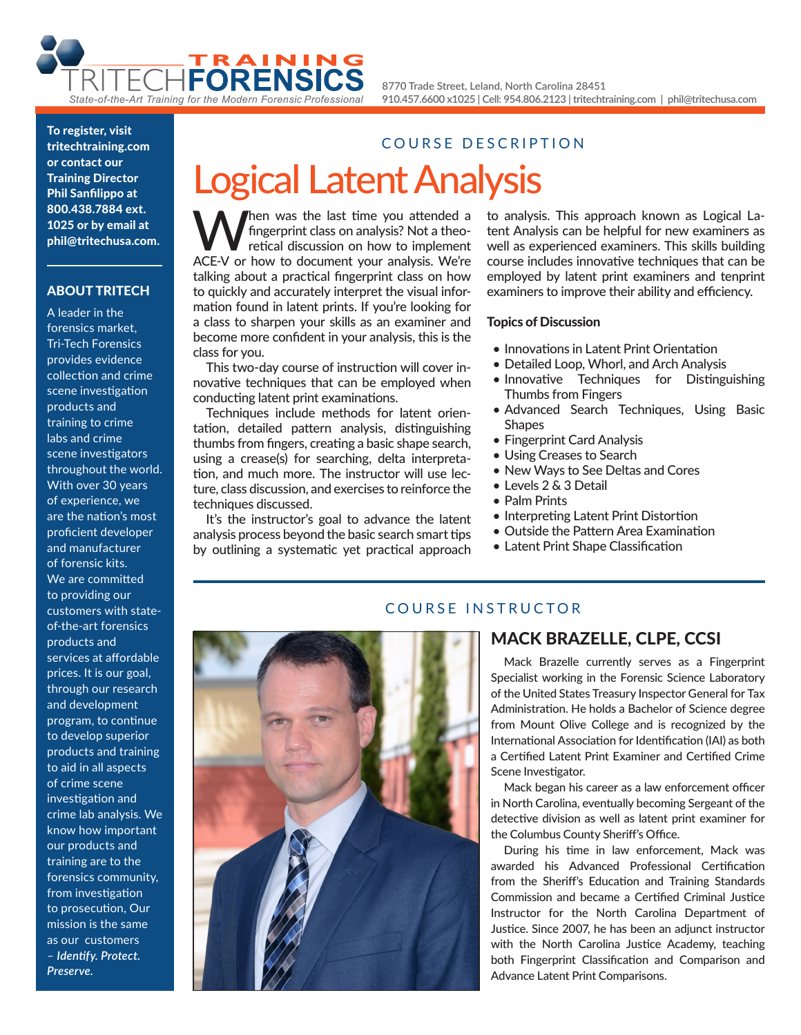# TRITECH FORENSICS TRAINING

*State-of-the-Art Training for the Modern Forensic Professional*

8770 Trade Street, Leland, North Carolina 28451
910.457.6600 x1025 | Cell: 954.806.2123 | tritechtraining.com | phil@tritechusa.com

**To register, visit tritechtraining.com or contact our Training Director Phil Sanfilippo at 800.438.7884 ext. 1025 or by email at phil@tritechusa.com.**

## ABOUT TRITECH

A leader in the forensics market, Tri-Tech Forensics provides evidence collection and crime scene investigation products and training to crime labs and crime scene investigators throughout the world. With over 30 years of experience, we are the nation's most proficient developer and manufacturer of forensic kits. We are committed to providing our customers with state-of-the-art forensics products and services at affordable prices. It is our goal, through our research and development program, to continue to develop superior products and training to aid in all aspects of crime scene investigation and crime lab analysis. We know how important our products and training are to the forensics community, from investigation to prosecution, Our mission is the same as our customers *– Identify. Protect. Preserve.*

COURSE DESCRIPTION

# Logical Latent Analysis

When was the last time you attended a fingerprint class on analysis? Not a theoretical discussion on how to implement ACE-V or how to document your analysis. We're talking about a practical fingerprint class on how to quickly and accurately interpret the visual information found in latent prints. If you're looking for a class to sharpen your skills as an examiner and become more confident in your analysis, this is the class for you.

This two-day course of instruction will cover innovative techniques that can be employed when conducting latent print examinations.

Techniques include methods for latent orientation, detailed pattern analysis, distinguishing thumbs from fingers, creating a basic shape search, using a crease(s) for searching, delta interpretation, and much more. The instructor will use lecture, class discussion, and exercises to reinforce the techniques discussed.

It's the instructor's goal to advance the latent analysis process beyond the basic search smart tips by outlining a systematic yet practical approach to analysis. This approach known as Logical Latent Analysis can be helpful for new examiners as well as experienced examiners. This skills building course includes innovative techniques that can be employed by latent print examiners and tenprint examiners to improve their ability and efficiency.

**Topics of Discussion**

- Innovations in Latent Print Orientation
- Detailed Loop, Whorl, and Arch Analysis
- Innovative Techniques for Distinguishing Thumbs from Fingers
- Advanced Search Techniques, Using Basic Shapes
- Fingerprint Card Analysis
- Using Creases to Search
- New Ways to See Deltas and Cores
- Levels 2 & 3 Detail
- Palm Prints
- Interpreting Latent Print Distortion
- Outside the Pattern Area Examination
- Latent Print Shape Classification

COURSE INSTRUCTOR

## MACK BRAZELLE, CLPE, CCSI

Mack Brazelle currently serves as a Fingerprint Specialist working in the Forensic Science Laboratory of the United States Treasury Inspector General for Tax Administration. He holds a Bachelor of Science degree from Mount Olive College and is recognized by the International Association for Identification (IAI) as both a Certified Latent Print Examiner and Certified Crime Scene Investigator.

Mack began his career as a law enforcement officer in North Carolina, eventually becoming Sergeant of the detective division as well as latent print examiner for the Columbus County Sheriff's Office.

During his time in law enforcement, Mack was awarded his Advanced Professional Certification from the Sheriff's Education and Training Standards Commission and became a Certified Criminal Justice Instructor for the North Carolina Department of Justice. Since 2007, he has been an adjunct instructor with the North Carolina Justice Academy, teaching both Fingerprint Classification and Comparison and Advance Latent Print Comparisons.